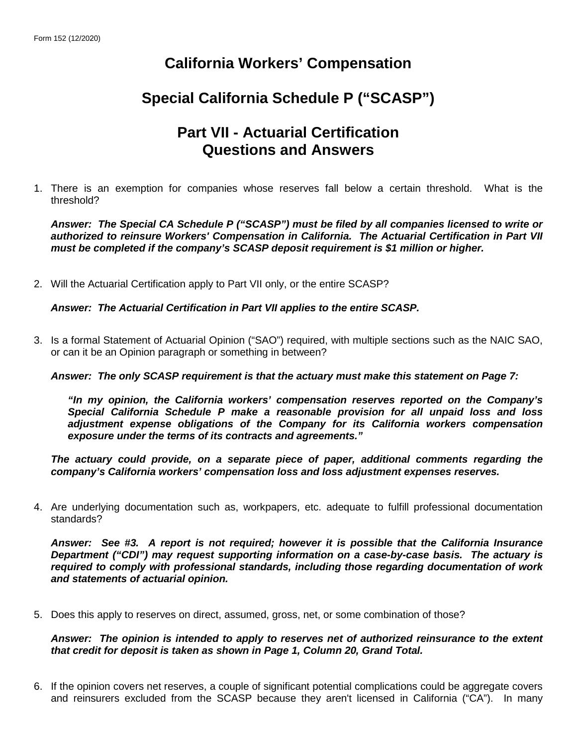Form 152 (12/2020)

# California Workers' Compensation

# Special California Schedule P ("SCASP")

# Part VII - Actuarial Certification Questions and Answers

1. There is an exemption for companies whose reserves fall below a certain threshold. What is the threshold?

   ***Answer: The Special CA Schedule P ("SCASP") must be filed by all companies licensed to write or authorized to reinsure Workers' Compensation in California. The Actuarial Certification in Part VII must be completed if the company's SCASP deposit requirement is $1 million or higher.***

2. Will the Actuarial Certification apply to Part VII only, or the entire SCASP?

   ***Answer: The Actuarial Certification in Part VII applies to the entire SCASP.***

3. Is a formal Statement of Actuarial Opinion ("SAO") required, with multiple sections such as the NAIC SAO, or can it be an Opinion paragraph or something in between?

   ***Answer: The only SCASP requirement is that the actuary must make this statement on Page 7:***

   > ***"In my opinion, the California workers' compensation reserves reported on the Company's Special California Schedule P make a reasonable provision for all unpaid loss and loss adjustment expense obligations of the Company for its California workers compensation exposure under the terms of its contracts and agreements."***

   ***The actuary could provide, on a separate piece of paper, additional comments regarding the company's California workers' compensation loss and loss adjustment expenses reserves.***

4. Are underlying documentation such as, workpapers, etc. adequate to fulfill professional documentation standards?

   ***Answer: See #3. A report is not required; however it is possible that the California Insurance Department ("CDI") may request supporting information on a case-by-case basis. The actuary is required to comply with professional standards, including those regarding documentation of work and statements of actuarial opinion.***

5. Does this apply to reserves on direct, assumed, gross, net, or some combination of those?

   ***Answer: The opinion is intended to apply to reserves net of authorized reinsurance to the extent that credit for deposit is taken as shown in Page 1, Column 20, Grand Total.***

6. If the opinion covers net reserves, a couple of significant potential complications could be aggregate covers and reinsurers excluded from the SCASP because they aren't licensed in California ("CA"). In many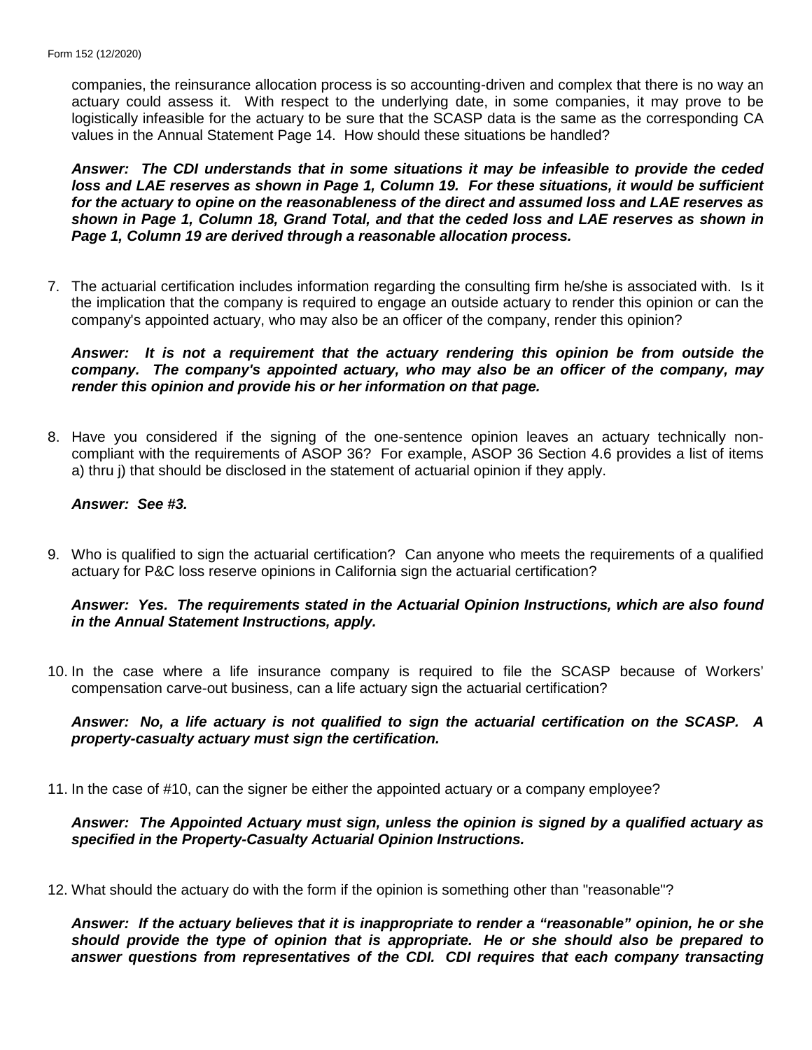companies, the reinsurance allocation process is so accounting-driven and complex that there is no way an actuary could assess it. With respect to the underlying date, in some companies, it may prove to be logistically infeasible for the actuary to be sure that the SCASP data is the same as the corresponding CA values in the Annual Statement Page 14. How should these situations be handled?

***Answer: The CDI understands that in some situations it may be infeasible to provide the ceded loss and LAE reserves as shown in Page 1, Column 19. For these situations, it would be sufficient for the actuary to opine on the reasonableness of the direct and assumed loss and LAE reserves as shown in Page 1, Column 18, Grand Total, and that the ceded loss and LAE reserves as shown in Page 1, Column 19 are derived through a reasonable allocation process.***

7. The actuarial certification includes information regarding the consulting firm he/she is associated with. Is it the implication that the company is required to engage an outside actuary to render this opinion or can the company's appointed actuary, who may also be an officer of the company, render this opinion?

   ***Answer: It is not a requirement that the actuary rendering this opinion be from outside the company. The company's appointed actuary, who may also be an officer of the company, may render this opinion and provide his or her information on that page.***

8. Have you considered if the signing of the one-sentence opinion leaves an actuary technically non-compliant with the requirements of ASOP 36? For example, ASOP 36 Section 4.6 provides a list of items a) thru j) that should be disclosed in the statement of actuarial opinion if they apply.

   ***Answer: See #3.***

9. Who is qualified to sign the actuarial certification? Can anyone who meets the requirements of a qualified actuary for P&C loss reserve opinions in California sign the actuarial certification?

   ***Answer: Yes. The requirements stated in the Actuarial Opinion Instructions, which are also found in the Annual Statement Instructions, apply.***

10. In the case where a life insurance company is required to file the SCASP because of Workers' compensation carve-out business, can a life actuary sign the actuarial certification?

    ***Answer: No, a life actuary is not qualified to sign the actuarial certification on the SCASP. A property-casualty actuary must sign the certification.***

11. In the case of #10, can the signer be either the appointed actuary or a company employee?

    ***Answer: The Appointed Actuary must sign, unless the opinion is signed by a qualified actuary as specified in the Property-Casualty Actuarial Opinion Instructions.***

12. What should the actuary do with the form if the opinion is something other than "reasonable"?

    ***Answer: If the actuary believes that it is inappropriate to render a "reasonable" opinion, he or she should provide the type of opinion that is appropriate. He or she should also be prepared to answer questions from representatives of the CDI. CDI requires that each company transacting***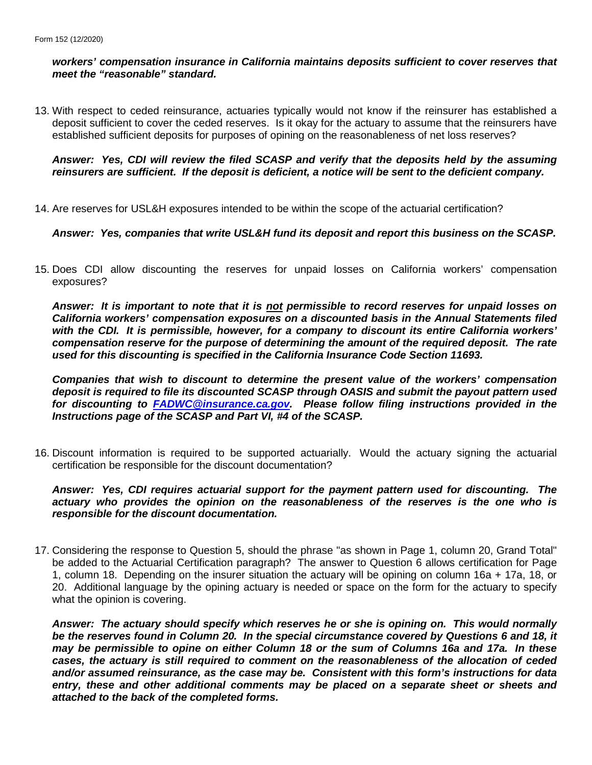***workers' compensation insurance in California maintains deposits sufficient to cover reserves that meet the "reasonable" standard.***

13. With respect to ceded reinsurance, actuaries typically would not know if the reinsurer has established a deposit sufficient to cover the ceded reserves. Is it okay for the actuary to assume that the reinsurers have established sufficient deposits for purposes of opining on the reasonableness of net loss reserves?

    ***Answer: Yes, CDI will review the filed SCASP and verify that the deposits held by the assuming reinsurers are sufficient. If the deposit is deficient, a notice will be sent to the deficient company.***

14. Are reserves for USL&H exposures intended to be within the scope of the actuarial certification?

    ***Answer: Yes, companies that write USL&H fund its deposit and report this business on the SCASP.***

15. Does CDI allow discounting the reserves for unpaid losses on California workers' compensation exposures?

    ***Answer: It is important to note that it is <u>not</u> permissible to record reserves for unpaid losses on California workers' compensation exposures on a discounted basis in the Annual Statements filed with the CDI. It is permissible, however, for a company to discount its entire California workers' compensation reserve for the purpose of determining the amount of the required deposit. The rate used for this discounting is specified in the California Insurance Code Section 11693.***

    ***Companies that wish to discount to determine the present value of the workers' compensation deposit is required to file its discounted SCASP through OASIS and submit the payout pattern used for discounting to [FADWC@insurance.ca.gov](mailto:FADWC@insurance.ca.gov). Please follow filing instructions provided in the Instructions page of the SCASP and Part VI, #4 of the SCASP.***

16. Discount information is required to be supported actuarially. Would the actuary signing the actuarial certification be responsible for the discount documentation?

    ***Answer: Yes, CDI requires actuarial support for the payment pattern used for discounting. The actuary who provides the opinion on the reasonableness of the reserves is the one who is responsible for the discount documentation.***

17. Considering the response to Question 5, should the phrase "as shown in Page 1, column 20, Grand Total" be added to the Actuarial Certification paragraph? The answer to Question 6 allows certification for Page 1, column 18. Depending on the insurer situation the actuary will be opining on column 16a + 17a, 18, or 20. Additional language by the opining actuary is needed or space on the form for the actuary to specify what the opinion is covering.

    ***Answer: The actuary should specify which reserves he or she is opining on. This would normally be the reserves found in Column 20. In the special circumstance covered by Questions 6 and 18, it may be permissible to opine on either Column 18 or the sum of Columns 16a and 17a. In these cases, the actuary is still required to comment on the reasonableness of the allocation of ceded and/or assumed reinsurance, as the case may be. Consistent with this form's instructions for data entry, these and other additional comments may be placed on a separate sheet or sheets and attached to the back of the completed forms.***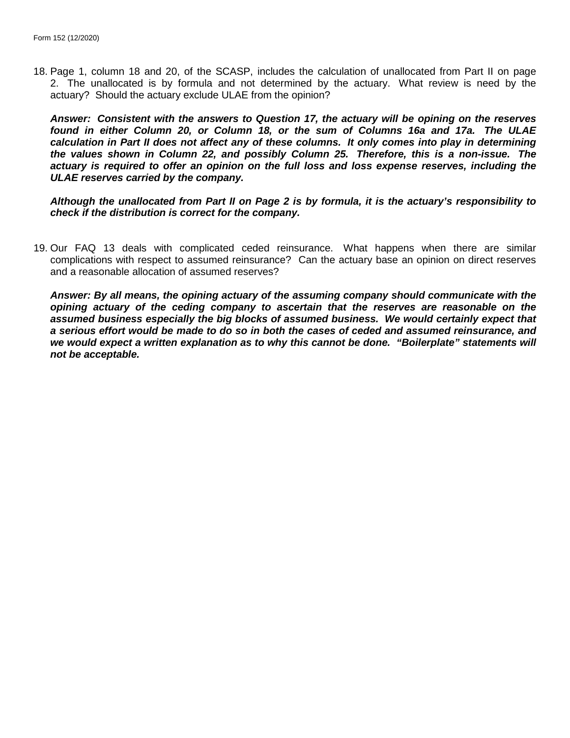18. Page 1, column 18 and 20, of the SCASP, includes the calculation of unallocated from Part II on page 2. The unallocated is by formula and not determined by the actuary. What review is need by the actuary? Should the actuary exclude ULAE from the opinion?

    ***Answer: Consistent with the answers to Question 17, the actuary will be opining on the reserves found in either Column 20, or Column 18, or the sum of Columns 16a and 17a. The ULAE calculation in Part II does not affect any of these columns. It only comes into play in determining the values shown in Column 22, and possibly Column 25. Therefore, this is a non-issue. The actuary is required to offer an opinion on the full loss and loss expense reserves, including the ULAE reserves carried by the company.***

    ***Although the unallocated from Part II on Page 2 is by formula, it is the actuary's responsibility to check if the distribution is correct for the company.***

19. Our FAQ 13 deals with complicated ceded reinsurance. What happens when there are similar complications with respect to assumed reinsurance? Can the actuary base an opinion on direct reserves and a reasonable allocation of assumed reserves?

    ***Answer: By all means, the opining actuary of the assuming company should communicate with the opining actuary of the ceding company to ascertain that the reserves are reasonable on the assumed business especially the big blocks of assumed business. We would certainly expect that a serious effort would be made to do so in both the cases of ceded and assumed reinsurance, and we would expect a written explanation as to why this cannot be done. "Boilerplate" statements will not be acceptable.***